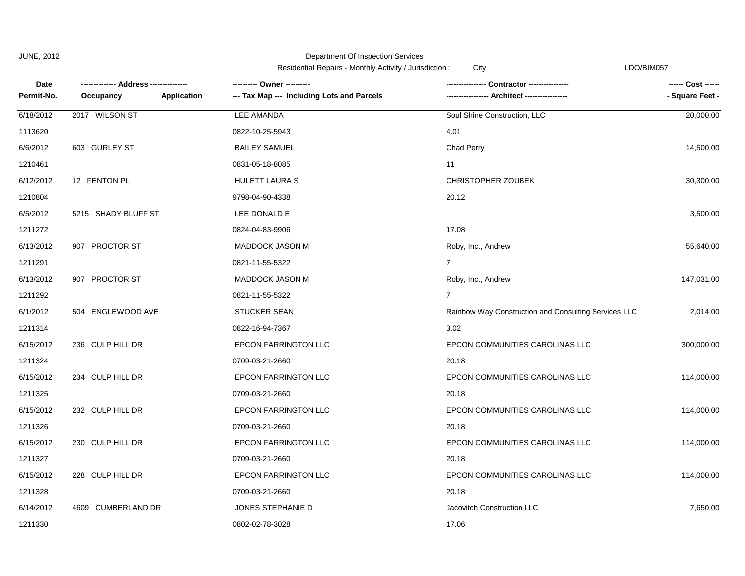JUNE, 2012

Department Of Inspection Services

Residential Repairs - Monthly Activity / Jurisdiction : City

LDO/BIM057

| Date<br>Permit-No. | ------------- Address --------------<br>Occupancy Application | ---------- Owner ----------<br>--- Tax Map --- Including Lots and Parcels | ---------------- Contractor ----------------<br>----------------- Architect ----------------- | ------ Cost ------<br>- Square Feet - |
|---|---|---|---|---|
| 6/18/2012 | 2017 WILSON ST | LEE AMANDA | Soul Shine Construction, LLC | 20,000.00 |
| 1113620 | | 0822-10-25-5943 | 4.01 | |
| 6/6/2012 | 603 GURLEY ST | BAILEY SAMUEL | Chad Perry | 14,500.00 |
| 1210461 | | 0831-05-18-8085 | 11 | |
| 6/12/2012 | 12 FENTON PL | HULETT LAURA S | CHRISTOPHER ZOUBEK | 30,300.00 |
| 1210804 | | 9798-04-90-4338 | 20.12 | |
| 6/5/2012 | 5215 SHADY BLUFF ST | LEE DONALD E | | 3,500.00 |
| 1211272 | | 0824-04-83-9906 | 17.08 | |
| 6/13/2012 | 907 PROCTOR ST | MADDOCK JASON M | Roby, Inc., Andrew | 55,640.00 |
| 1211291 | | 0821-11-55-5322 | 7 | |
| 6/13/2012 | 907 PROCTOR ST | MADDOCK JASON M | Roby, Inc., Andrew | 147,031.00 |
| 1211292 | | 0821-11-55-5322 | 7 | |
| 6/1/2012 | 504 ENGLEWOOD AVE | STUCKER SEAN | Rainbow Way Construction and Consulting Services LLC | 2,014.00 |
| 1211314 | | 0822-16-94-7367 | 3.02 | |
| 6/15/2012 | 236 CULP HILL DR | EPCON FARRINGTON LLC | EPCON COMMUNITIES CAROLINAS LLC | 300,000.00 |
| 1211324 | | 0709-03-21-2660 | 20.18 | |
| 6/15/2012 | 234 CULP HILL DR | EPCON FARRINGTON LLC | EPCON COMMUNITIES CAROLINAS LLC | 114,000.00 |
| 1211325 | | 0709-03-21-2660 | 20.18 | |
| 6/15/2012 | 232 CULP HILL DR | EPCON FARRINGTON LLC | EPCON COMMUNITIES CAROLINAS LLC | 114,000.00 |
| 1211326 | | 0709-03-21-2660 | 20.18 | |
| 6/15/2012 | 230 CULP HILL DR | EPCON FARRINGTON LLC | EPCON COMMUNITIES CAROLINAS LLC | 114,000.00 |
| 1211327 | | 0709-03-21-2660 | 20.18 | |
| 6/15/2012 | 228 CULP HILL DR | EPCON FARRINGTON LLC | EPCON COMMUNITIES CAROLINAS LLC | 114,000.00 |
| 1211328 | | 0709-03-21-2660 | 20.18 | |
| 6/14/2012 | 4609 CUMBERLAND DR | JONES STEPHANIE D | Jacovitch Construction LLC | 7,650.00 |
| 1211330 | | 0802-02-78-3028 | 17.06 | |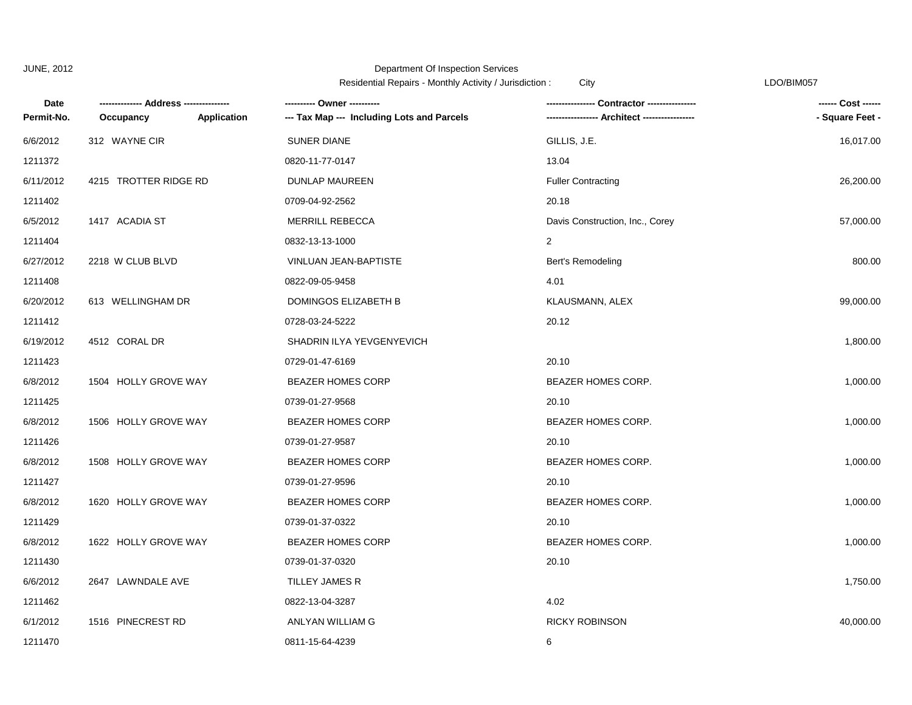JUNE, 2012

Department Of Inspection Services

Residential Repairs - Monthly Activity / Jurisdiction : City

LDO/BIM057

| Date / Permit-No. | Address / Occupancy / Application | Owner / Tax Map --- Including Lots and Parcels | Contractor / Architect | Cost / Square Feet |
|---|---|---|---|---|
| 6/6/2012 | 312 WAYNE CIR | SUNER DIANE | GILLIS, J.E. | 16,017.00 |
| 1211372 | | 0820-11-77-0147 | 13.04 | |
| 6/11/2012 | 4215 TROTTER RIDGE RD | DUNLAP MAUREEN | Fuller Contracting | 26,200.00 |
| 1211402 | | 0709-04-92-2562 | 20.18 | |
| 6/5/2012 | 1417 ACADIA ST | MERRILL REBECCA | Davis Construction, Inc., Corey | 57,000.00 |
| 1211404 | | 0832-13-13-1000 | 2 | |
| 6/27/2012 | 2218 W CLUB BLVD | VINLUAN JEAN-BAPTISTE | Bert's Remodeling | 800.00 |
| 1211408 | | 0822-09-05-9458 | 4.01 | |
| 6/20/2012 | 613 WELLINGHAM DR | DOMINGOS ELIZABETH B | KLAUSMANN, ALEX | 99,000.00 |
| 1211412 | | 0728-03-24-5222 | 20.12 | |
| 6/19/2012 | 4512 CORAL DR | SHADRIN ILYA YEVGENYEVICH | | 1,800.00 |
| 1211423 | | 0729-01-47-6169 | 20.10 | |
| 6/8/2012 | 1504 HOLLY GROVE WAY | BEAZER HOMES CORP | BEAZER HOMES CORP. | 1,000.00 |
| 1211425 | | 0739-01-27-9568 | 20.10 | |
| 6/8/2012 | 1506 HOLLY GROVE WAY | BEAZER HOMES CORP | BEAZER HOMES CORP. | 1,000.00 |
| 1211426 | | 0739-01-27-9587 | 20.10 | |
| 6/8/2012 | 1508 HOLLY GROVE WAY | BEAZER HOMES CORP | BEAZER HOMES CORP. | 1,000.00 |
| 1211427 | | 0739-01-27-9596 | 20.10 | |
| 6/8/2012 | 1620 HOLLY GROVE WAY | BEAZER HOMES CORP | BEAZER HOMES CORP. | 1,000.00 |
| 1211429 | | 0739-01-37-0322 | 20.10 | |
| 6/8/2012 | 1622 HOLLY GROVE WAY | BEAZER HOMES CORP | BEAZER HOMES CORP. | 1,000.00 |
| 1211430 | | 0739-01-37-0320 | 20.10 | |
| 6/6/2012 | 2647 LAWNDALE AVE | TILLEY JAMES R | | 1,750.00 |
| 1211462 | | 0822-13-04-3287 | 4.02 | |
| 6/1/2012 | 1516 PINECREST RD | ANLYAN WILLIAM G | RICKY ROBINSON | 40,000.00 |
| 1211470 | | 0811-15-64-4239 | 6 | |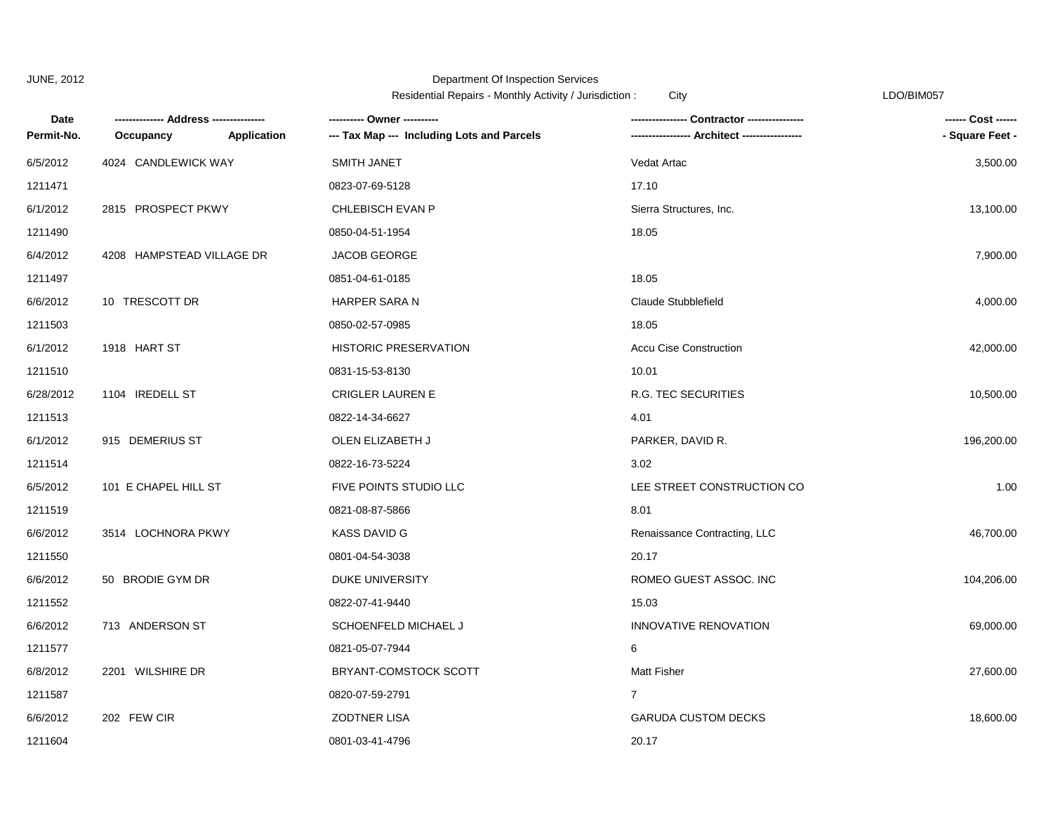JUNE, 2012

Department Of Inspection Services

Residential Repairs - Monthly Activity / Jurisdiction : City

LDO/BIM057

| Date<br>Permit-No. | ------------- Address --------------<br>Occupancy Application | ---------- Owner ----------<br>--- Tax Map --- Including Lots and Parcels | ---------------- Contractor ----------------<br>----------------- Architect ----------------- | ------ Cost ------<br>- Square Feet - |
|---|---|---|---|---|
| 6/5/2012 | 4024 CANDLEWICK WAY | SMITH JANET | Vedat Artac | 3,500.00 |
| 1211471 | | 0823-07-69-5128 | 17.10 | |
| 6/1/2012 | 2815 PROSPECT PKWY | CHLEBISCH EVAN P | Sierra Structures, Inc. | 13,100.00 |
| 1211490 | | 0850-04-51-1954 | 18.05 | |
| 6/4/2012 | 4208 HAMPSTEAD VILLAGE DR | JACOB GEORGE | | 7,900.00 |
| 1211497 | | 0851-04-61-0185 | 18.05 | |
| 6/6/2012 | 10 TRESCOTT DR | HARPER SARA N | Claude Stubblefield | 4,000.00 |
| 1211503 | | 0850-02-57-0985 | 18.05 | |
| 6/1/2012 | 1918 HART ST | HISTORIC PRESERVATION | Accu Cise Construction | 42,000.00 |
| 1211510 | | 0831-15-53-8130 | 10.01 | |
| 6/28/2012 | 1104 IREDELL ST | CRIGLER LAUREN E | R.G. TEC SECURITIES | 10,500.00 |
| 1211513 | | 0822-14-34-6627 | 4.01 | |
| 6/1/2012 | 915 DEMERIUS ST | OLEN ELIZABETH J | PARKER, DAVID R. | 196,200.00 |
| 1211514 | | 0822-16-73-5224 | 3.02 | |
| 6/5/2012 | 101 E CHAPEL HILL ST | FIVE POINTS STUDIO LLC | LEE STREET CONSTRUCTION CO | 1.00 |
| 1211519 | | 0821-08-87-5866 | 8.01 | |
| 6/6/2012 | 3514 LOCHNORA PKWY | KASS DAVID G | Renaissance Contracting, LLC | 46,700.00 |
| 1211550 | | 0801-04-54-3038 | 20.17 | |
| 6/6/2012 | 50 BRODIE GYM DR | DUKE UNIVERSITY | ROMEO GUEST ASSOC. INC | 104,206.00 |
| 1211552 | | 0822-07-41-9440 | 15.03 | |
| 6/6/2012 | 713 ANDERSON ST | SCHOENFELD MICHAEL J | INNOVATIVE RENOVATION | 69,000.00 |
| 1211577 | | 0821-05-07-7944 | 6 | |
| 6/8/2012 | 2201 WILSHIRE DR | BRYANT-COMSTOCK SCOTT | Matt Fisher | 27,600.00 |
| 1211587 | | 0820-07-59-2791 | 7 | |
| 6/6/2012 | 202 FEW CIR | ZODTNER LISA | GARUDA CUSTOM DECKS | 18,600.00 |
| 1211604 | | 0801-03-41-4796 | 20.17 | |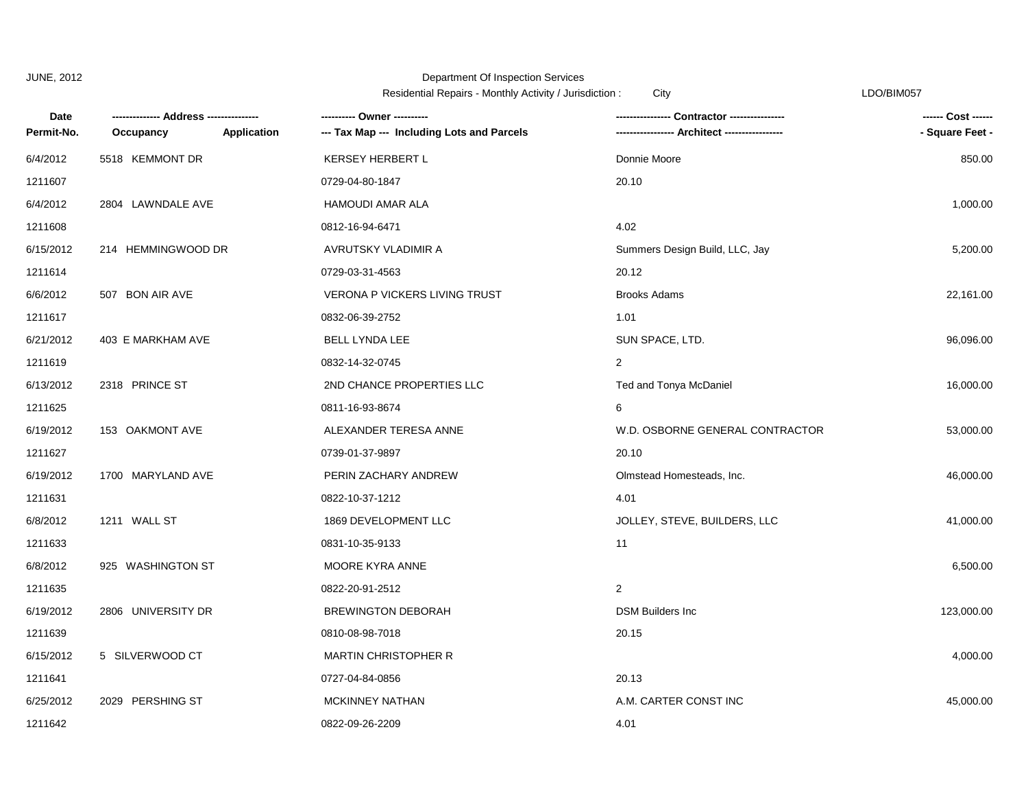JUNE, 2012

Department Of Inspection Services

Residential Repairs - Monthly Activity / Jurisdiction : City

LDO/BIM057

| Date<br>Permit-No. | ------------- Address --------------<br>Occupancy Application | ---------- Owner ----------<br>--- Tax Map --- Including Lots and Parcels | ---------------- Contractor ----------------<br>----------------- Architect ----------------- | ------ Cost ------<br>- Square Feet - |
|---|---|---|---|---|
| 6/4/2012 | 5518 KEMMONT DR | KERSEY HERBERT L | Donnie Moore | 850.00 |
| 1211607 | | 0729-04-80-1847 | 20.10 | |
| 6/4/2012 | 2804 LAWNDALE AVE | HAMOUDI AMAR ALA | | 1,000.00 |
| 1211608 | | 0812-16-94-6471 | 4.02 | |
| 6/15/2012 | 214 HEMMINGWOOD DR | AVRUTSKY VLADIMIR A | Summers Design Build, LLC, Jay | 5,200.00 |
| 1211614 | | 0729-03-31-4563 | 20.12 | |
| 6/6/2012 | 507 BON AIR AVE | VERONA P VICKERS LIVING TRUST | Brooks Adams | 22,161.00 |
| 1211617 | | 0832-06-39-2752 | 1.01 | |
| 6/21/2012 | 403 E MARKHAM AVE | BELL LYNDA LEE | SUN SPACE, LTD. | 96,096.00 |
| 1211619 | | 0832-14-32-0745 | 2 | |
| 6/13/2012 | 2318 PRINCE ST | 2ND CHANCE PROPERTIES LLC | Ted and Tonya McDaniel | 16,000.00 |
| 1211625 | | 0811-16-93-8674 | 6 | |
| 6/19/2012 | 153 OAKMONT AVE | ALEXANDER TERESA ANNE | W.D. OSBORNE GENERAL CONTRACTOR | 53,000.00 |
| 1211627 | | 0739-01-37-9897 | 20.10 | |
| 6/19/2012 | 1700 MARYLAND AVE | PERIN ZACHARY ANDREW | Olmstead Homesteads, Inc. | 46,000.00 |
| 1211631 | | 0822-10-37-1212 | 4.01 | |
| 6/8/2012 | 1211 WALL ST | 1869 DEVELOPMENT LLC | JOLLEY, STEVE, BUILDERS, LLC | 41,000.00 |
| 1211633 | | 0831-10-35-9133 | 11 | |
| 6/8/2012 | 925 WASHINGTON ST | MOORE KYRA ANNE | | 6,500.00 |
| 1211635 | | 0822-20-91-2512 | 2 | |
| 6/19/2012 | 2806 UNIVERSITY DR | BREWINGTON DEBORAH | DSM Builders Inc | 123,000.00 |
| 1211639 | | 0810-08-98-7018 | 20.15 | |
| 6/15/2012 | 5 SILVERWOOD CT | MARTIN CHRISTOPHER R | | 4,000.00 |
| 1211641 | | 0727-04-84-0856 | 20.13 | |
| 6/25/2012 | 2029 PERSHING ST | MCKINNEY NATHAN | A.M. CARTER CONST INC | 45,000.00 |
| 1211642 | | 0822-09-26-2209 | 4.01 | |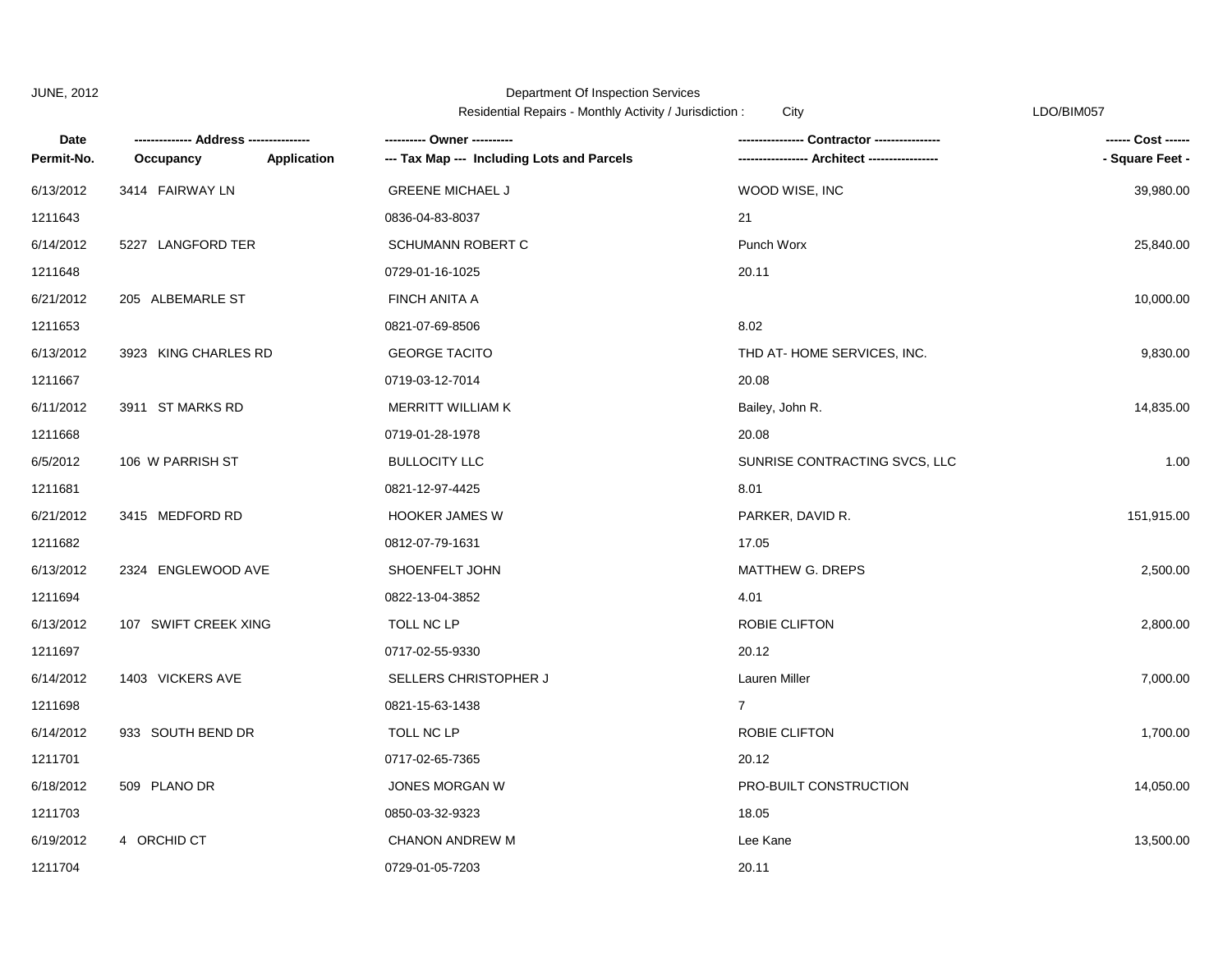JUNE, 2012

Department Of Inspection Services

Residential Repairs - Monthly Activity / Jurisdiction : City

LDO/BIM057

| Date<br>Permit-No. | ------------- Address --------------<br>Occupancy Application | ---------- Owner ----------<br>--- Tax Map --- Including Lots and Parcels | ---------------- Contractor ----------------<br>----------------- Architect ----------------- | ------ Cost ------<br>- Square Feet - |
|---|---|---|---|---|
| 6/13/2012<br>1211643 | 3414 FAIRWAY LN | GREENE MICHAEL J<br>0836-04-83-8037 | WOOD WISE, INC<br>21 | 39,980.00 |
| 6/14/2012<br>1211648 | 5227 LANGFORD TER | SCHUMANN ROBERT C<br>0729-01-16-1025 | Punch Worx<br>20.11 | 25,840.00 |
| 6/21/2012<br>1211653 | 205 ALBEMARLE ST | FINCH ANITA A<br>0821-07-69-8506 | <br>8.02 | 10,000.00 |
| 6/13/2012<br>1211667 | 3923 KING CHARLES RD | GEORGE TACITO<br>0719-03-12-7014 | THD AT- HOME SERVICES, INC.<br>20.08 | 9,830.00 |
| 6/11/2012<br>1211668 | 3911 ST MARKS RD | MERRITT WILLIAM K<br>0719-01-28-1978 | Bailey, John R.<br>20.08 | 14,835.00 |
| 6/5/2012<br>1211681 | 106 W PARRISH ST | BULLOCITY LLC<br>0821-12-97-4425 | SUNRISE CONTRACTING SVCS, LLC<br>8.01 | 1.00 |
| 6/21/2012<br>1211682 | 3415 MEDFORD RD | HOOKER JAMES W<br>0812-07-79-1631 | PARKER, DAVID R.<br>17.05 | 151,915.00 |
| 6/13/2012<br>1211694 | 2324 ENGLEWOOD AVE | SHOENFELT JOHN<br>0822-13-04-3852 | MATTHEW G. DREPS<br>4.01 | 2,500.00 |
| 6/13/2012<br>1211697 | 107 SWIFT CREEK XING | TOLL NC LP<br>0717-02-55-9330 | ROBIE CLIFTON<br>20.12 | 2,800.00 |
| 6/14/2012<br>1211698 | 1403 VICKERS AVE | SELLERS CHRISTOPHER J<br>0821-15-63-1438 | Lauren Miller<br>7 | 7,000.00 |
| 6/14/2012<br>1211701 | 933 SOUTH BEND DR | TOLL NC LP<br>0717-02-65-7365 | ROBIE CLIFTON<br>20.12 | 1,700.00 |
| 6/18/2012<br>1211703 | 509 PLANO DR | JONES MORGAN W<br>0850-03-32-9323 | PRO-BUILT CONSTRUCTION<br>18.05 | 14,050.00 |
| 6/19/2012<br>1211704 | 4 ORCHID CT | CHANON ANDREW M<br>0729-01-05-7203 | Lee Kane<br>20.11 | 13,500.00 |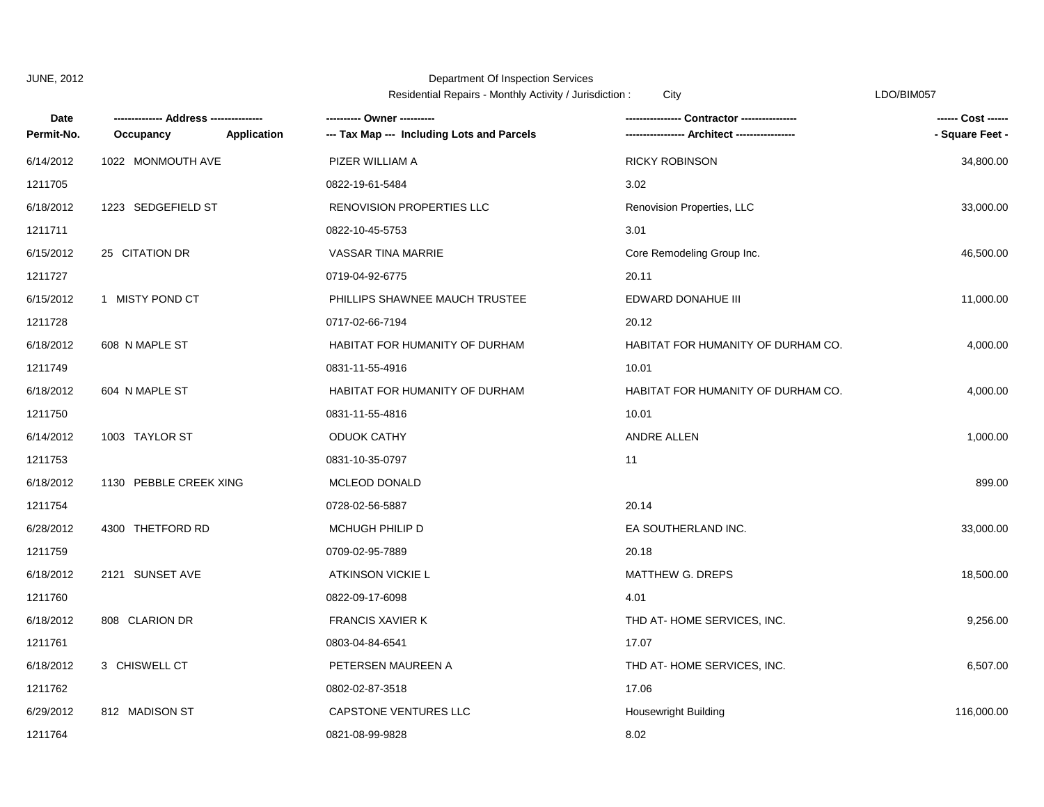JUNE, 2012

Department Of Inspection Services

Residential Repairs - Monthly Activity / Jurisdiction : City

LDO/BIM057

| Date / Permit-No. | Address / Occupancy / Application | Owner / Tax Map --- Including Lots and Parcels | Contractor / Architect | Cost / Square Feet |
|---|---|---|---|---|
| 6/14/2012 | 1022 MONMOUTH AVE | PIZER WILLIAM A | RICKY ROBINSON | 34,800.00 |
| 1211705 | | 0822-19-61-5484 | 3.02 | |
| 6/18/2012 | 1223 SEDGEFIELD ST | RENOVISION PROPERTIES LLC | Renovision Properties, LLC | 33,000.00 |
| 1211711 | | 0822-10-45-5753 | 3.01 | |
| 6/15/2012 | 25 CITATION DR | VASSAR TINA MARRIE | Core Remodeling Group Inc. | 46,500.00 |
| 1211727 | | 0719-04-92-6775 | 20.11 | |
| 6/15/2012 | 1 MISTY POND CT | PHILLIPS SHAWNEE MAUCH TRUSTEE | EDWARD DONAHUE III | 11,000.00 |
| 1211728 | | 0717-02-66-7194 | 20.12 | |
| 6/18/2012 | 608 N MAPLE ST | HABITAT FOR HUMANITY OF DURHAM | HABITAT FOR HUMANITY OF DURHAM CO. | 4,000.00 |
| 1211749 | | 0831-11-55-4916 | 10.01 | |
| 6/18/2012 | 604 N MAPLE ST | HABITAT FOR HUMANITY OF DURHAM | HABITAT FOR HUMANITY OF DURHAM CO. | 4,000.00 |
| 1211750 | | 0831-11-55-4816 | 10.01 | |
| 6/14/2012 | 1003 TAYLOR ST | ODUOK CATHY | ANDRE ALLEN | 1,000.00 |
| 1211753 | | 0831-10-35-0797 | 11 | |
| 6/18/2012 | 1130 PEBBLE CREEK XING | MCLEOD DONALD | | 899.00 |
| 1211754 | | 0728-02-56-5887 | 20.14 | |
| 6/28/2012 | 4300 THETFORD RD | MCHUGH PHILIP D | EA SOUTHERLAND INC. | 33,000.00 |
| 1211759 | | 0709-02-95-7889 | 20.18 | |
| 6/18/2012 | 2121 SUNSET AVE | ATKINSON VICKIE L | MATTHEW G. DREPS | 18,500.00 |
| 1211760 | | 0822-09-17-6098 | 4.01 | |
| 6/18/2012 | 808 CLARION DR | FRANCIS XAVIER K | THD AT- HOME SERVICES, INC. | 9,256.00 |
| 1211761 | | 0803-04-84-6541 | 17.07 | |
| 6/18/2012 | 3 CHISWELL CT | PETERSEN MAUREEN A | THD AT- HOME SERVICES, INC. | 6,507.00 |
| 1211762 | | 0802-02-87-3518 | 17.06 | |
| 6/29/2012 | 812 MADISON ST | CAPSTONE VENTURES LLC | Housewright Building | 116,000.00 |
| 1211764 | | 0821-08-99-9828 | 8.02 | |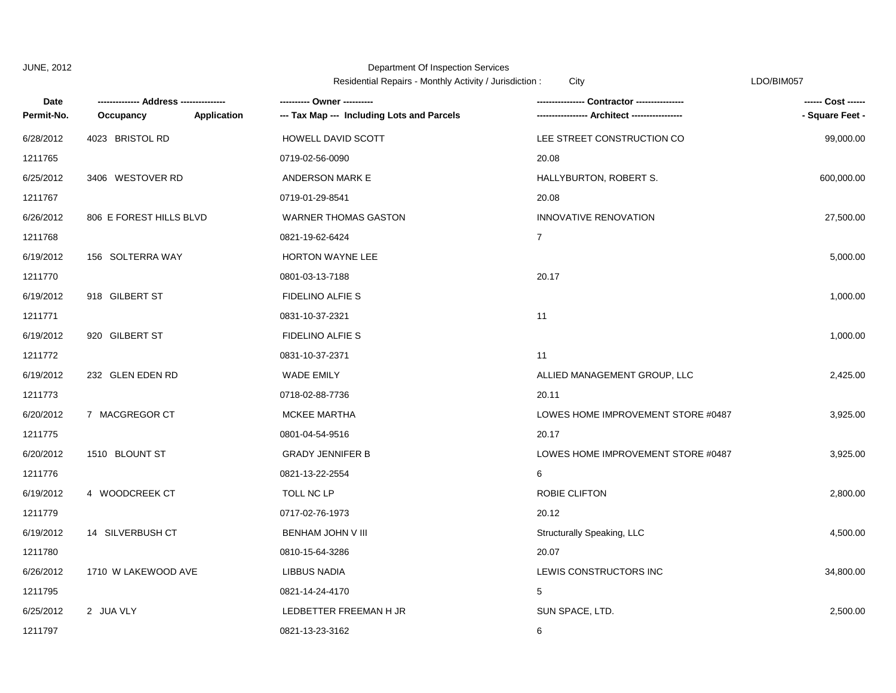JUNE, 2012

Department Of Inspection Services

Residential Repairs - Monthly Activity / Jurisdiction : City

LDO/BIM057

| Date<br>Permit-No. | ------------- Address --------------<br>Occupancy Application | ---------- Owner ----------<br>--- Tax Map --- Including Lots and Parcels | --------------- Contractor ---------------<br>---------------- Architect ---------------- | ------ Cost ------<br>- Square Feet - |
|---|---|---|---|---|
| 6/28/2012 | 4023 BRISTOL RD | HOWELL DAVID SCOTT | LEE STREET CONSTRUCTION CO | 99,000.00 |
| 1211765 | | 0719-02-56-0090 | 20.08 | |
| 6/25/2012 | 3406 WESTOVER RD | ANDERSON MARK E | HALLYBURTON, ROBERT S. | 600,000.00 |
| 1211767 | | 0719-01-29-8541 | 20.08 | |
| 6/26/2012 | 806 E FOREST HILLS BLVD | WARNER THOMAS GASTON | INNOVATIVE RENOVATION | 27,500.00 |
| 1211768 | | 0821-19-62-6424 | 7 | |
| 6/19/2012 | 156 SOLTERRA WAY | HORTON WAYNE LEE | | 5,000.00 |
| 1211770 | | 0801-03-13-7188 | 20.17 | |
| 6/19/2012 | 918 GILBERT ST | FIDELINO ALFIE S | | 1,000.00 |
| 1211771 | | 0831-10-37-2321 | 11 | |
| 6/19/2012 | 920 GILBERT ST | FIDELINO ALFIE S | | 1,000.00 |
| 1211772 | | 0831-10-37-2371 | 11 | |
| 6/19/2012 | 232 GLEN EDEN RD | WADE EMILY | ALLIED MANAGEMENT GROUP, LLC | 2,425.00 |
| 1211773 | | 0718-02-88-7736 | 20.11 | |
| 6/20/2012 | 7 MACGREGOR CT | MCKEE MARTHA | LOWES HOME IMPROVEMENT STORE #0487 | 3,925.00 |
| 1211775 | | 0801-04-54-9516 | 20.17 | |
| 6/20/2012 | 1510 BLOUNT ST | GRADY JENNIFER B | LOWES HOME IMPROVEMENT STORE #0487 | 3,925.00 |
| 1211776 | | 0821-13-22-2554 | 6 | |
| 6/19/2012 | 4 WOODCREEK CT | TOLL NC LP | ROBIE CLIFTON | 2,800.00 |
| 1211779 | | 0717-02-76-1973 | 20.12 | |
| 6/19/2012 | 14 SILVERBUSH CT | BENHAM JOHN V III | Structurally Speaking, LLC | 4,500.00 |
| 1211780 | | 0810-15-64-3286 | 20.07 | |
| 6/26/2012 | 1710 W LAKEWOOD AVE | LIBBUS NADIA | LEWIS CONSTRUCTORS INC | 34,800.00 |
| 1211795 | | 0821-14-24-4170 | 5 | |
| 6/25/2012 | 2 JUA VLY | LEDBETTER FREEMAN H JR | SUN SPACE, LTD. | 2,500.00 |
| 1211797 | | 0821-13-23-3162 | 6 | |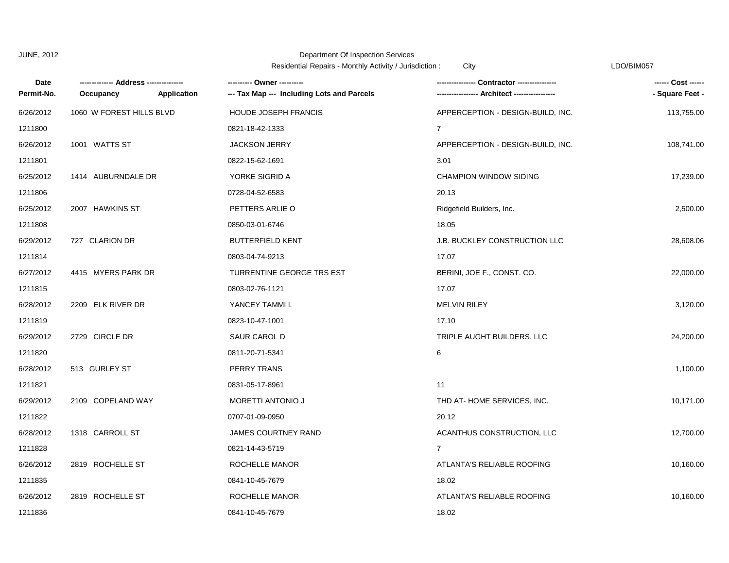JUNE, 2012

Department Of Inspection Services

Residential Repairs - Monthly Activity / Jurisdiction : City

LDO/BIM057

| Date<br>Permit-No. | ------------- Address --------------<br>Occupancy Application | ---------- Owner ----------<br>--- Tax Map --- Including Lots and Parcels | ---------------- Contractor ----------------<br>----------------- Architect ----------------- | ------ Cost ------<br>- Square Feet - |
|---|---|---|---|---|
| 6/26/2012 | 1060 W FOREST HILLS BLVD | HOUDE JOSEPH FRANCIS | APPERCEPTION - DESIGN-BUILD, INC. | 113,755.00 |
| 1211800 | | 0821-18-42-1333 | 7 | |
| 6/26/2012 | 1001 WATTS ST | JACKSON JERRY | APPERCEPTION - DESIGN-BUILD, INC. | 108,741.00 |
| 1211801 | | 0822-15-62-1691 | 3.01 | |
| 6/25/2012 | 1414 AUBURNDALE DR | YORKE SIGRID A | CHAMPION WINDOW SIDING | 17,239.00 |
| 1211806 | | 0728-04-52-6583 | 20.13 | |
| 6/25/2012 | 2007 HAWKINS ST | PETTERS ARLIE O | Ridgefield Builders, Inc. | 2,500.00 |
| 1211808 | | 0850-03-01-6746 | 18.05 | |
| 6/29/2012 | 727 CLARION DR | BUTTERFIELD KENT | J.B. BUCKLEY CONSTRUCTION LLC | 28,608.06 |
| 1211814 | | 0803-04-74-9213 | 17.07 | |
| 6/27/2012 | 4415 MYERS PARK DR | TURRENTINE GEORGE TRS EST | BERINI, JOE F., CONST. CO. | 22,000.00 |
| 1211815 | | 0803-02-76-1121 | 17.07 | |
| 6/28/2012 | 2209 ELK RIVER DR | YANCEY TAMMI L | MELVIN RILEY | 3,120.00 |
| 1211819 | | 0823-10-47-1001 | 17.10 | |
| 6/29/2012 | 2729 CIRCLE DR | SAUR CAROL D | TRIPLE AUGHT BUILDERS, LLC | 24,200.00 |
| 1211820 | | 0811-20-71-5341 | 6 | |
| 6/28/2012 | 513 GURLEY ST | PERRY TRANS | | 1,100.00 |
| 1211821 | | 0831-05-17-8961 | 11 | |
| 6/29/2012 | 2109 COPELAND WAY | MORETTI ANTONIO J | THD AT- HOME SERVICES, INC. | 10,171.00 |
| 1211822 | | 0707-01-09-0950 | 20.12 | |
| 6/28/2012 | 1318 CARROLL ST | JAMES COURTNEY RAND | ACANTHUS CONSTRUCTION, LLC | 12,700.00 |
| 1211828 | | 0821-14-43-5719 | 7 | |
| 6/26/2012 | 2819 ROCHELLE ST | ROCHELLE MANOR | ATLANTA'S RELIABLE ROOFING | 10,160.00 |
| 1211835 | | 0841-10-45-7679 | 18.02 | |
| 6/26/2012 | 2819 ROCHELLE ST | ROCHELLE MANOR | ATLANTA'S RELIABLE ROOFING | 10,160.00 |
| 1211836 | | 0841-10-45-7679 | 18.02 | |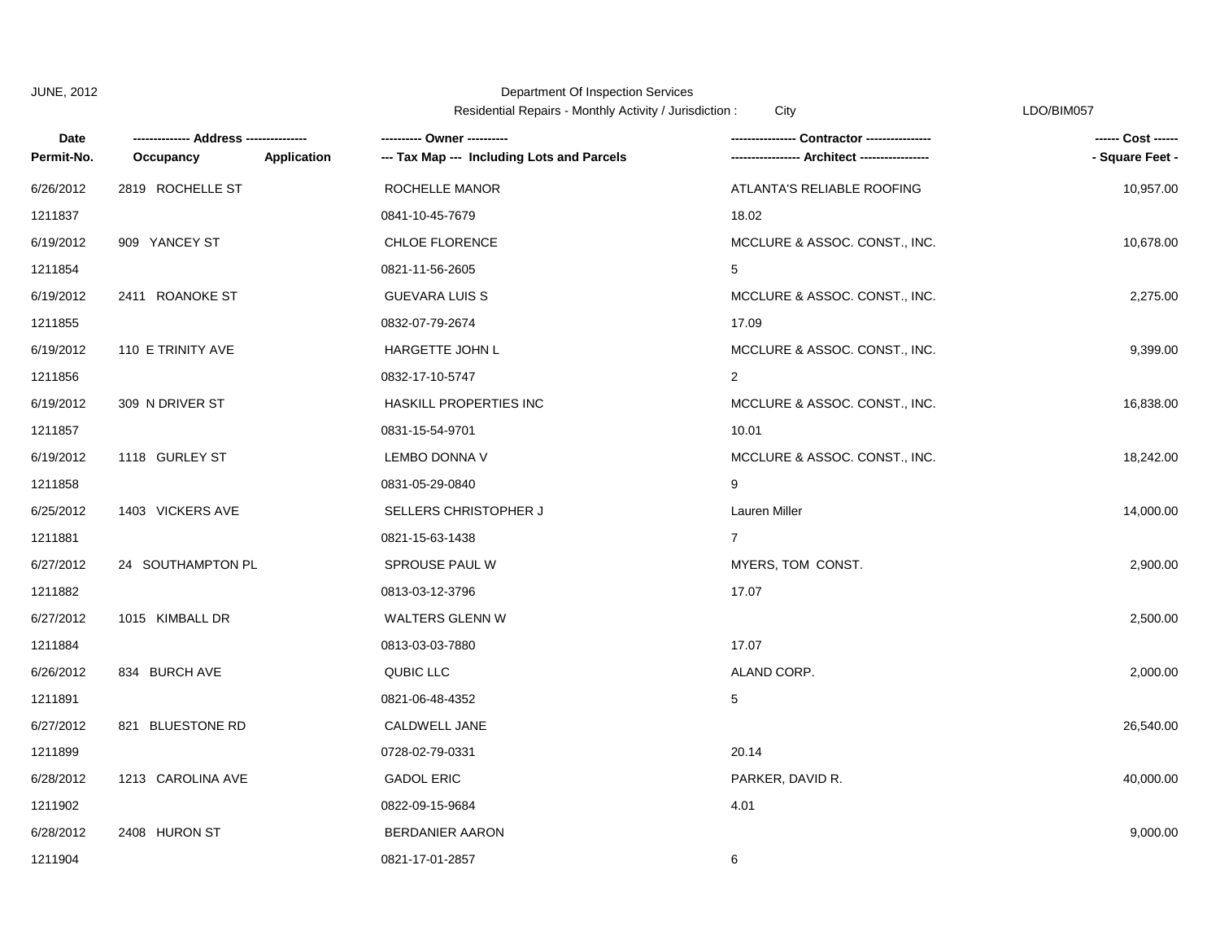JUNE, 2012

Department Of Inspection Services

Residential Repairs - Monthly Activity / Jurisdiction : City

LDO/BIM057

| Date / Permit-No. | Address / Occupancy / Application | Owner / Tax Map --- Including Lots and Parcels | Contractor / Architect | Cost / Square Feet |
|---|---|---|---|---|
| 6/26/2012 | 2819 ROCHELLE ST | ROCHELLE MANOR | ATLANTA'S RELIABLE ROOFING | 10,957.00 |
| 1211837 | | 0841-10-45-7679 | 18.02 | |
| 6/19/2012 | 909 YANCEY ST | CHLOE FLORENCE | MCCLURE & ASSOC. CONST., INC. | 10,678.00 |
| 1211854 | | 0821-11-56-2605 | 5 | |
| 6/19/2012 | 2411 ROANOKE ST | GUEVARA LUIS S | MCCLURE & ASSOC. CONST., INC. | 2,275.00 |
| 1211855 | | 0832-07-79-2674 | 17.09 | |
| 6/19/2012 | 110 E TRINITY AVE | HARGETTE JOHN L | MCCLURE & ASSOC. CONST., INC. | 9,399.00 |
| 1211856 | | 0832-17-10-5747 | 2 | |
| 6/19/2012 | 309 N DRIVER ST | HASKILL PROPERTIES INC | MCCLURE & ASSOC. CONST., INC. | 16,838.00 |
| 1211857 | | 0831-15-54-9701 | 10.01 | |
| 6/19/2012 | 1118 GURLEY ST | LEMBO DONNA V | MCCLURE & ASSOC. CONST., INC. | 18,242.00 |
| 1211858 | | 0831-05-29-0840 | 9 | |
| 6/25/2012 | 1403 VICKERS AVE | SELLERS CHRISTOPHER J | Lauren Miller | 14,000.00 |
| 1211881 | | 0821-15-63-1438 | 7 | |
| 6/27/2012 | 24 SOUTHAMPTON PL | SPROUSE PAUL W | MYERS, TOM CONST. | 2,900.00 |
| 1211882 | | 0813-03-12-3796 | 17.07 | |
| 6/27/2012 | 1015 KIMBALL DR | WALTERS GLENN W | | 2,500.00 |
| 1211884 | | 0813-03-03-7880 | 17.07 | |
| 6/26/2012 | 834 BURCH AVE | QUBIC LLC | ALAND CORP. | 2,000.00 |
| 1211891 | | 0821-06-48-4352 | 5 | |
| 6/27/2012 | 821 BLUESTONE RD | CALDWELL JANE | | 26,540.00 |
| 1211899 | | 0728-02-79-0331 | 20.14 | |
| 6/28/2012 | 1213 CAROLINA AVE | GADOL ERIC | PARKER, DAVID R. | 40,000.00 |
| 1211902 | | 0822-09-15-9684 | 4.01 | |
| 6/28/2012 | 2408 HURON ST | BERDANIER AARON | | 9,000.00 |
| 1211904 | | 0821-17-01-2857 | 6 | |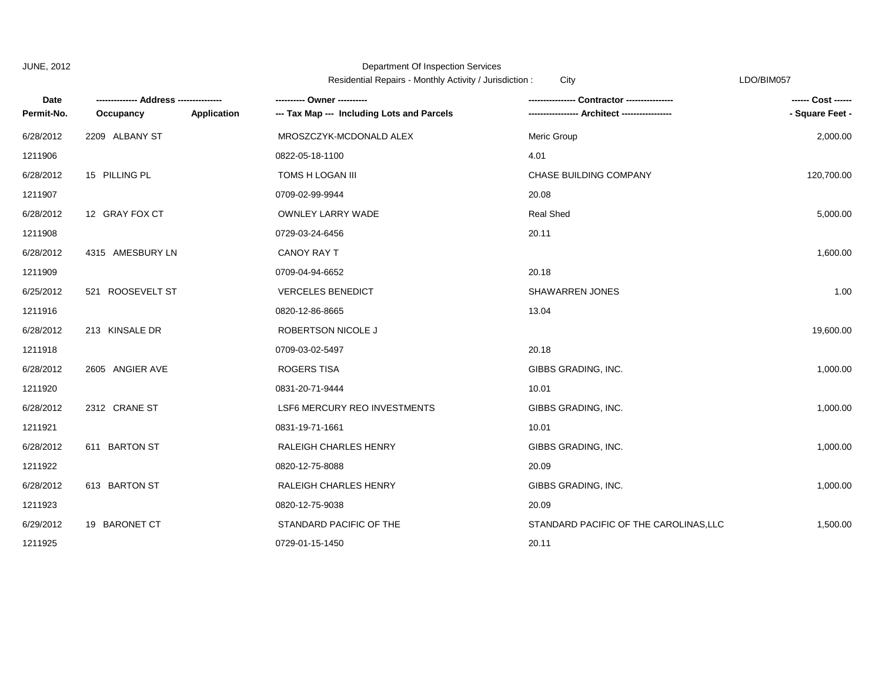JUNE, 2012

Department Of Inspection Services

Residential Repairs - Monthly Activity / Jurisdiction : City

LDO/BIM057

| Date / Permit-No. | Address / Occupancy | Application | Owner / Tax Map --- Including Lots and Parcels | Contractor / Architect | Cost / Square Feet |
|---|---|---|---|---|---|
| 6/28/2012 | 2209 ALBANY ST | | MROSZCZYK-MCDONALD ALEX | Meric Group | 2,000.00 |
| 1211906 | | | 0822-05-18-1100 | 4.01 | |
| 6/28/2012 | 15 PILLING PL | | TOMS H LOGAN III | CHASE BUILDING COMPANY | 120,700.00 |
| 1211907 | | | 0709-02-99-9944 | 20.08 | |
| 6/28/2012 | 12 GRAY FOX CT | | OWNLEY LARRY WADE | Real Shed | 5,000.00 |
| 1211908 | | | 0729-03-24-6456 | 20.11 | |
| 6/28/2012 | 4315 AMESBURY LN | | CANOY RAY T | | 1,600.00 |
| 1211909 | | | 0709-04-94-6652 | 20.18 | |
| 6/25/2012 | 521 ROOSEVELT ST | | VERCELES BENEDICT | SHAWARREN JONES | 1.00 |
| 1211916 | | | 0820-12-86-8665 | 13.04 | |
| 6/28/2012 | 213 KINSALE DR | | ROBERTSON NICOLE J | | 19,600.00 |
| 1211918 | | | 0709-03-02-5497 | 20.18 | |
| 6/28/2012 | 2605 ANGIER AVE | | ROGERS TISA | GIBBS GRADING, INC. | 1,000.00 |
| 1211920 | | | 0831-20-71-9444 | 10.01 | |
| 6/28/2012 | 2312 CRANE ST | | LSF6 MERCURY REO INVESTMENTS | GIBBS GRADING, INC. | 1,000.00 |
| 1211921 | | | 0831-19-71-1661 | 10.01 | |
| 6/28/2012 | 611 BARTON ST | | RALEIGH CHARLES HENRY | GIBBS GRADING, INC. | 1,000.00 |
| 1211922 | | | 0820-12-75-8088 | 20.09 | |
| 6/28/2012 | 613 BARTON ST | | RALEIGH CHARLES HENRY | GIBBS GRADING, INC. | 1,000.00 |
| 1211923 | | | 0820-12-75-9038 | 20.09 | |
| 6/29/2012 | 19 BARONET CT | | STANDARD PACIFIC OF THE | STANDARD PACIFIC OF THE CAROLINAS,LLC | 1,500.00 |
| 1211925 | | | 0729-01-15-1450 | 20.11 | |